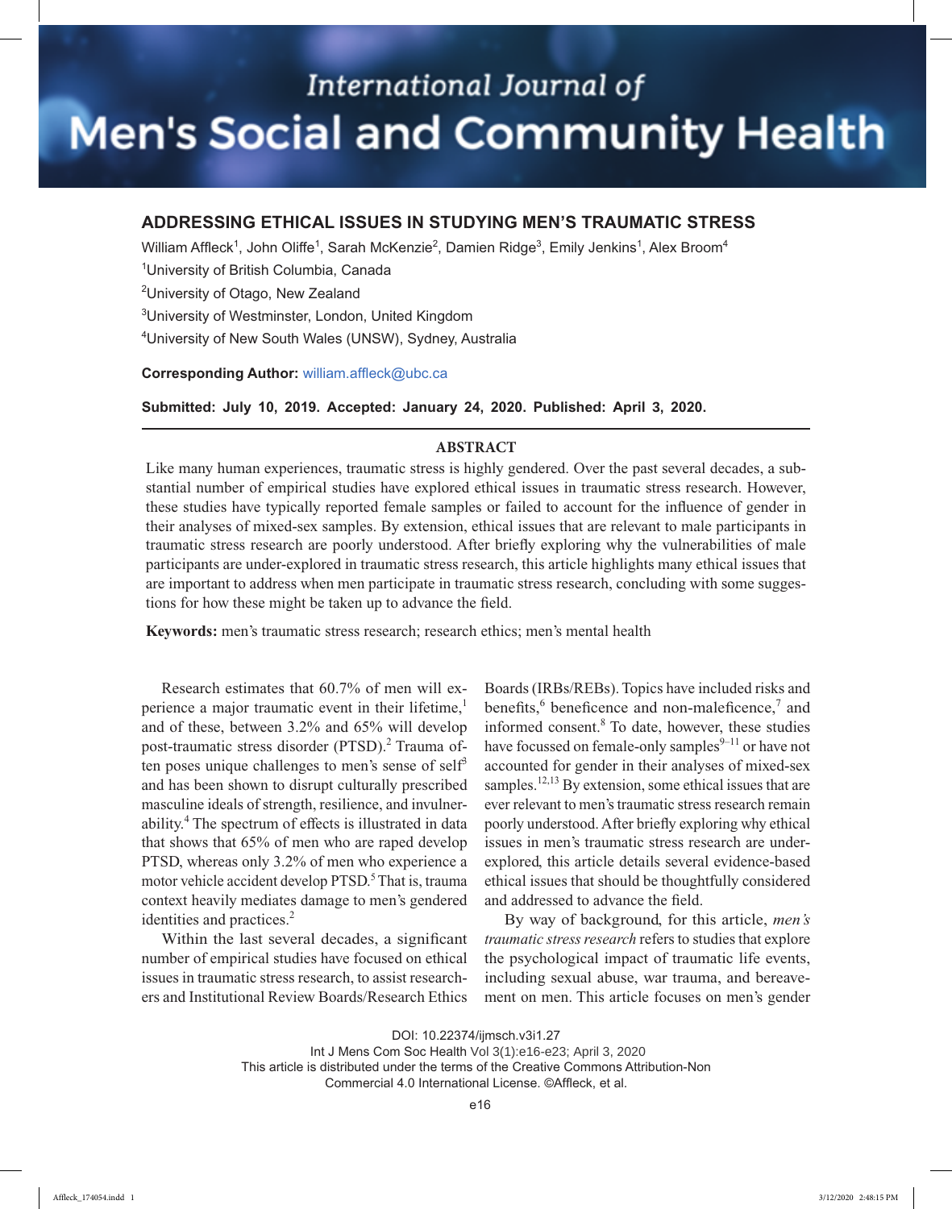# International Journal of Men's Social and Community Health

## ADDRESSING ETHICAL ISSUES IN STUDYING MEN'S TRAUMATIC STRESS

William Affleck[1], John Oliffe[1], Sarah McKenzie[2], Damien Ridge[3], Emily Jenkins[1], Alex Broom[4]

[1]University of British Columbia, Canada

[2]University of Otago, New Zealand

[3]University of Westminster, London, United Kingdom

[4]University of New South Wales (UNSW), Sydney, Australia

**Corresponding Author:** william.affleck@ubc.ca

**Submitted: July 10, 2019. Accepted: January 24, 2020. Published: April 3, 2020.**

### ABSTRACT

Like many human experiences, traumatic stress is highly gendered. Over the past several decades, a substantial number of empirical studies have explored ethical issues in traumatic stress research. However, these studies have typically reported female samples or failed to account for the influence of gender in their analyses of mixed-sex samples. By extension, ethical issues that are relevant to male participants in traumatic stress research are poorly understood. After briefly exploring why the vulnerabilities of male participants are under-explored in traumatic stress research, this article highlights many ethical issues that are important to address when men participate in traumatic stress research, concluding with some suggestions for how these might be taken up to advance the field.

**Keywords:** men's traumatic stress research; research ethics; men's mental health

Research estimates that 60.7% of men will experience a major traumatic event in their lifetime,[1] and of these, between 3.2% and 65% will develop post-traumatic stress disorder (PTSD).[2] Trauma often poses unique challenges to men's sense of self[3] and has been shown to disrupt culturally prescribed masculine ideals of strength, resilience, and invulnerability.[4] The spectrum of effects is illustrated in data that shows that 65% of men who are raped develop PTSD, whereas only 3.2% of men who experience a motor vehicle accident develop PTSD.[5] That is, trauma context heavily mediates damage to men's gendered identities and practices.[2]

Within the last several decades, a significant number of empirical studies have focused on ethical issues in traumatic stress research, to assist researchers and Institutional Review Boards/Research Ethics Boards (IRBs/REBs). Topics have included risks and benefits,[6] beneficence and non-maleficence,[7] and informed consent.[8] To date, however, these studies have focussed on female-only samples[9–11] or have not accounted for gender in their analyses of mixed-sex samples.[12,13] By extension, some ethical issues that are ever relevant to men's traumatic stress research remain poorly understood. After briefly exploring why ethical issues in men's traumatic stress research are under-explored, this article details several evidence-based ethical issues that should be thoughtfully considered and addressed to advance the field.

By way of background, for this article, *men's traumatic stress research* refers to studies that explore the psychological impact of traumatic life events, including sexual abuse, war trauma, and bereavement on men. This article focuses on men's gender

DOI: 10.22374/ijmsch.v3i1.27

This article is distributed under the terms of the Creative Commons Attribution-Non Commercial 4.0 International License. ©Affleck, et al.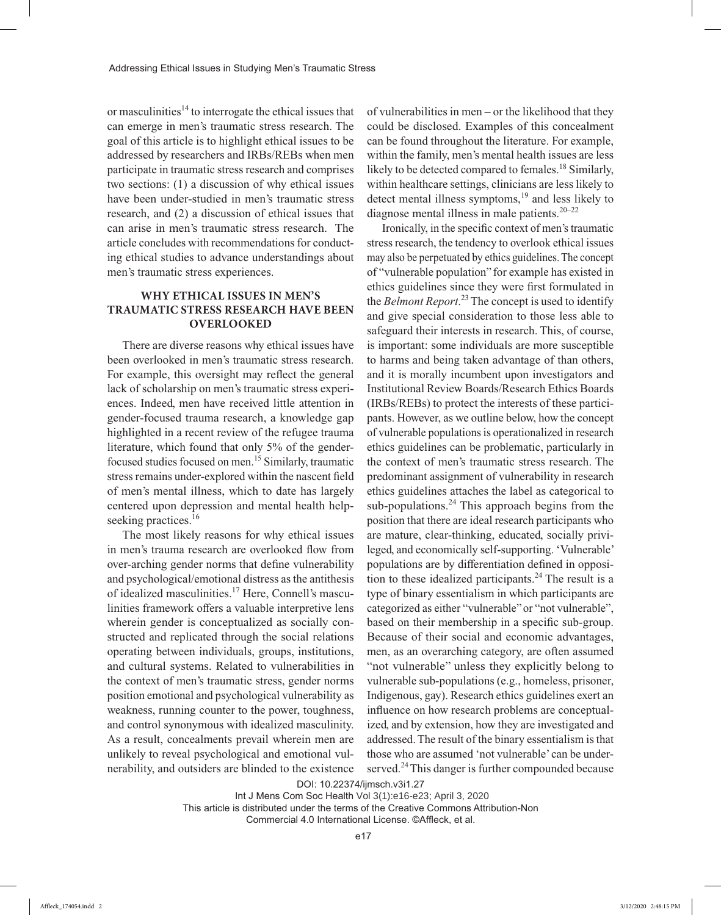or masculinities[14] to interrogate the ethical issues that can emerge in men's traumatic stress research. The goal of this article is to highlight ethical issues to be addressed by researchers and IRBs/REBs when men participate in traumatic stress research and comprises two sections: (1) a discussion of why ethical issues have been under-studied in men's traumatic stress research, and (2) a discussion of ethical issues that can arise in men's traumatic stress research. The article concludes with recommendations for conducting ethical studies to advance understandings about men's traumatic stress experiences.

## WHY ETHICAL ISSUES IN MEN'S TRAUMATIC STRESS RESEARCH HAVE BEEN OVERLOOKED

There are diverse reasons why ethical issues have been overlooked in men's traumatic stress research. For example, this oversight may reflect the general lack of scholarship on men's traumatic stress experiences. Indeed, men have received little attention in gender-focused trauma research, a knowledge gap highlighted in a recent review of the refugee trauma literature, which found that only 5% of the gender-focused studies focused on men.[15] Similarly, traumatic stress remains under-explored within the nascent field of men's mental illness, which to date has largely centered upon depression and mental health help-seeking practices.[16]

The most likely reasons for why ethical issues in men's trauma research are overlooked flow from over-arching gender norms that define vulnerability and psychological/emotional distress as the antithesis of idealized masculinities.[17] Here, Connell's masculinities framework offers a valuable interpretive lens wherein gender is conceptualized as socially constructed and replicated through the social relations operating between individuals, groups, institutions, and cultural systems. Related to vulnerabilities in the context of men's traumatic stress, gender norms position emotional and psychological vulnerability as weakness, running counter to the power, toughness, and control synonymous with idealized masculinity. As a result, concealments prevail wherein men are unlikely to reveal psychological and emotional vulnerability, and outsiders are blinded to the existence of vulnerabilities in men – or the likelihood that they could be disclosed. Examples of this concealment can be found throughout the literature. For example, within the family, men's mental health issues are less likely to be detected compared to females.[18] Similarly, within healthcare settings, clinicians are less likely to detect mental illness symptoms,[19] and less likely to diagnose mental illness in male patients.[20–22]

Ironically, in the specific context of men's traumatic stress research, the tendency to overlook ethical issues may also be perpetuated by ethics guidelines. The concept of "vulnerable population" for example has existed in ethics guidelines since they were first formulated in the *Belmont Report*.[23] The concept is used to identify and give special consideration to those less able to safeguard their interests in research. This, of course, is important: some individuals are more susceptible to harms and being taken advantage of than others, and it is morally incumbent upon investigators and Institutional Review Boards/Research Ethics Boards (IRBs/REBs) to protect the interests of these participants. However, as we outline below, how the concept of vulnerable populations is operationalized in research ethics guidelines can be problematic, particularly in the context of men's traumatic stress research. The predominant assignment of vulnerability in research ethics guidelines attaches the label as categorical to sub-populations.[24] This approach begins from the position that there are ideal research participants who are mature, clear-thinking, educated, socially privileged, and economically self-supporting. 'Vulnerable' populations are by differentiation defined in opposition to these idealized participants.[24] The result is a type of binary essentialism in which participants are categorized as either "vulnerable" or "not vulnerable", based on their membership in a specific sub-group. Because of their social and economic advantages, men, as an overarching category, are often assumed "not vulnerable" unless they explicitly belong to vulnerable sub-populations (e.g., homeless, prisoner, Indigenous, gay). Research ethics guidelines exert an influence on how research problems are conceptualized, and by extension, how they are investigated and addressed. The result of the binary essentialism is that those who are assumed 'not vulnerable' can be underserved.[24] This danger is further compounded because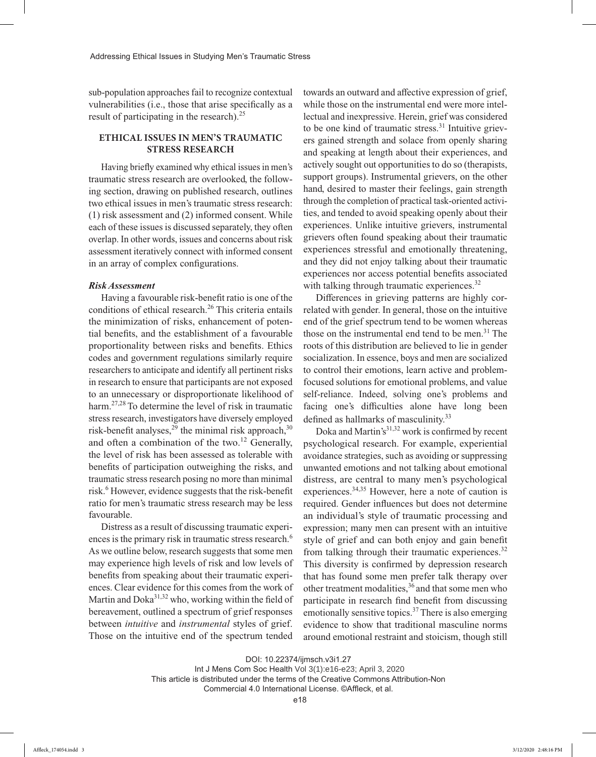sub-population approaches fail to recognize contextual vulnerabilities (i.e., those that arise specifically as a result of participating in the research).[25]

## ETHICAL ISSUES IN MEN'S TRAUMATIC STRESS RESEARCH

Having briefly examined why ethical issues in men's traumatic stress research are overlooked, the following section, drawing on published research, outlines two ethical issues in men's traumatic stress research: (1) risk assessment and (2) informed consent. While each of these issues is discussed separately, they often overlap. In other words, issues and concerns about risk assessment iteratively connect with informed consent in an array of complex configurations.

### *Risk Assessment*

Having a favourable risk-benefit ratio is one of the conditions of ethical research.[26] This criteria entails the minimization of risks, enhancement of potential benefits, and the establishment of a favourable proportionality between risks and benefits. Ethics codes and government regulations similarly require researchers to anticipate and identify all pertinent risks in research to ensure that participants are not exposed to an unnecessary or disproportionate likelihood of harm.[27,28] To determine the level of risk in traumatic stress research, investigators have diversely employed risk-benefit analyses,[29] the minimal risk approach,[30] and often a combination of the two.[12] Generally, the level of risk has been assessed as tolerable with benefits of participation outweighing the risks, and traumatic stress research posing no more than minimal risk.[6] However, evidence suggests that the risk-benefit ratio for men's traumatic stress research may be less favourable.

Distress as a result of discussing traumatic experiences is the primary risk in traumatic stress research.[6] As we outline below, research suggests that some men may experience high levels of risk and low levels of benefits from speaking about their traumatic experiences. Clear evidence for this comes from the work of Martin and Doka[31,32] who, working within the field of bereavement, outlined a spectrum of grief responses between *intuitive* and *instrumental* styles of grief. Those on the intuitive end of the spectrum tended towards an outward and affective expression of grief, while those on the instrumental end were more intellectual and inexpressive. Herein, grief was considered to be one kind of traumatic stress.[31] Intuitive grievers gained strength and solace from openly sharing and speaking at length about their experiences, and actively sought out opportunities to do so (therapists, support groups). Instrumental grievers, on the other hand, desired to master their feelings, gain strength through the completion of practical task-oriented activities, and tended to avoid speaking openly about their experiences. Unlike intuitive grievers, instrumental grievers often found speaking about their traumatic experiences stressful and emotionally threatening, and they did not enjoy talking about their traumatic experiences nor access potential benefits associated with talking through traumatic experiences.[32]

Differences in grieving patterns are highly correlated with gender. In general, those on the intuitive end of the grief spectrum tend to be women whereas those on the instrumental end tend to be men.[31] The roots of this distribution are believed to lie in gender socialization. In essence, boys and men are socialized to control their emotions, learn active and problem-focused solutions for emotional problems, and value self-reliance. Indeed, solving one's problems and facing one's difficulties alone have long been defined as hallmarks of masculinity.[33]

Doka and Martin's[31,32] work is confirmed by recent psychological research. For example, experiential avoidance strategies, such as avoiding or suppressing unwanted emotions and not talking about emotional distress, are central to many men's psychological experiences.[34,35] However, here a note of caution is required. Gender influences but does not determine an individual's style of traumatic processing and expression; many men can present with an intuitive style of grief and can both enjoy and gain benefit from talking through their traumatic experiences.[32] This diversity is confirmed by depression research that has found some men prefer talk therapy over other treatment modalities,[36] and that some men who participate in research find benefit from discussing emotionally sensitive topics.[37] There is also emerging evidence to show that traditional masculine norms around emotional restraint and stoicism, though still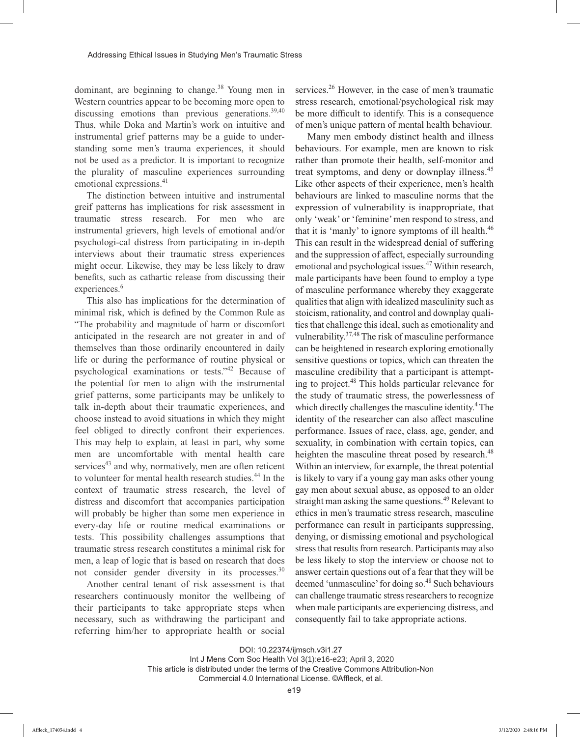dominant, are beginning to change.[38] Young men in Western countries appear to be becoming more open to discussing emotions than previous generations.[39,40] Thus, while Doka and Martin's work on intuitive and instrumental grief patterns may be a guide to understanding some men's trauma experiences, it should not be used as a predictor. It is important to recognize the plurality of masculine experiences surrounding emotional expressions.[41]

The distinction between intuitive and instrumental greif patterns has implications for risk assessment in traumatic stress research. For men who are instrumental grievers, high levels of emotional and/or psychologi-cal distress from participating in in-depth interviews about their traumatic stress experiences might occur. Likewise, they may be less likely to draw benefits, such as cathartic release from discussing their experiences.[6]

This also has implications for the determination of minimal risk, which is defined by the Common Rule as "The probability and magnitude of harm or discomfort anticipated in the research are not greater in and of themselves than those ordinarily encountered in daily life or during the performance of routine physical or psychological examinations or tests."[42] Because of the potential for men to align with the instrumental grief patterns, some participants may be unlikely to talk in-depth about their traumatic experiences, and choose instead to avoid situations in which they might feel obliged to directly confront their experiences. This may help to explain, at least in part, why some men are uncomfortable with mental health care services[43] and why, normatively, men are often reticent to volunteer for mental health research studies.[44] In the context of traumatic stress research, the level of distress and discomfort that accompanies participation will probably be higher than some men experience in every-day life or routine medical examinations or tests. This possibility challenges assumptions that traumatic stress research constitutes a minimal risk for men, a leap of logic that is based on research that does not consider gender diversity in its processes.[30]

Another central tenant of risk assessment is that researchers continuously monitor the wellbeing of their participants to take appropriate steps when necessary, such as withdrawing the participant and referring him/her to appropriate health or social services.[26] However, in the case of men's traumatic stress research, emotional/psychological risk may be more difficult to identify. This is a consequence of men's unique pattern of mental health behaviour.

Many men embody distinct health and illness behaviours. For example, men are known to risk rather than promote their health, self-monitor and treat symptoms, and deny or downplay illness.[45] Like other aspects of their experience, men's health behaviours are linked to masculine norms that the expression of vulnerability is inappropriate, that only 'weak' or 'feminine' men respond to stress, and that it is 'manly' to ignore symptoms of ill health.[46] This can result in the widespread denial of suffering and the suppression of affect, especially surrounding emotional and psychological issues.[47] Within research, male participants have been found to employ a type of masculine performance whereby they exaggerate qualities that align with idealized masculinity such as stoicism, rationality, and control and downplay qualities that challenge this ideal, such as emotionality and vulnerability.[37,48] The risk of masculine performance can be heightened in research exploring emotionally sensitive questions or topics, which can threaten the masculine credibility that a participant is attempting to project.[48] This holds particular relevance for the study of traumatic stress, the powerlessness of which directly challenges the masculine identity.[4] The identity of the researcher can also affect masculine performance. Issues of race, class, age, gender, and sexuality, in combination with certain topics, can heighten the masculine threat posed by research.[48] Within an interview, for example, the threat potential is likely to vary if a young gay man asks other young gay men about sexual abuse, as opposed to an older straight man asking the same questions.[49] Relevant to ethics in men's traumatic stress research, masculine performance can result in participants suppressing, denying, or dismissing emotional and psychological stress that results from research. Participants may also be less likely to stop the interview or choose not to answer certain questions out of a fear that they will be deemed 'unmasculine' for doing so.[48] Such behaviours can challenge traumatic stress researchers to recognize when male participants are experiencing distress, and consequently fail to take appropriate actions.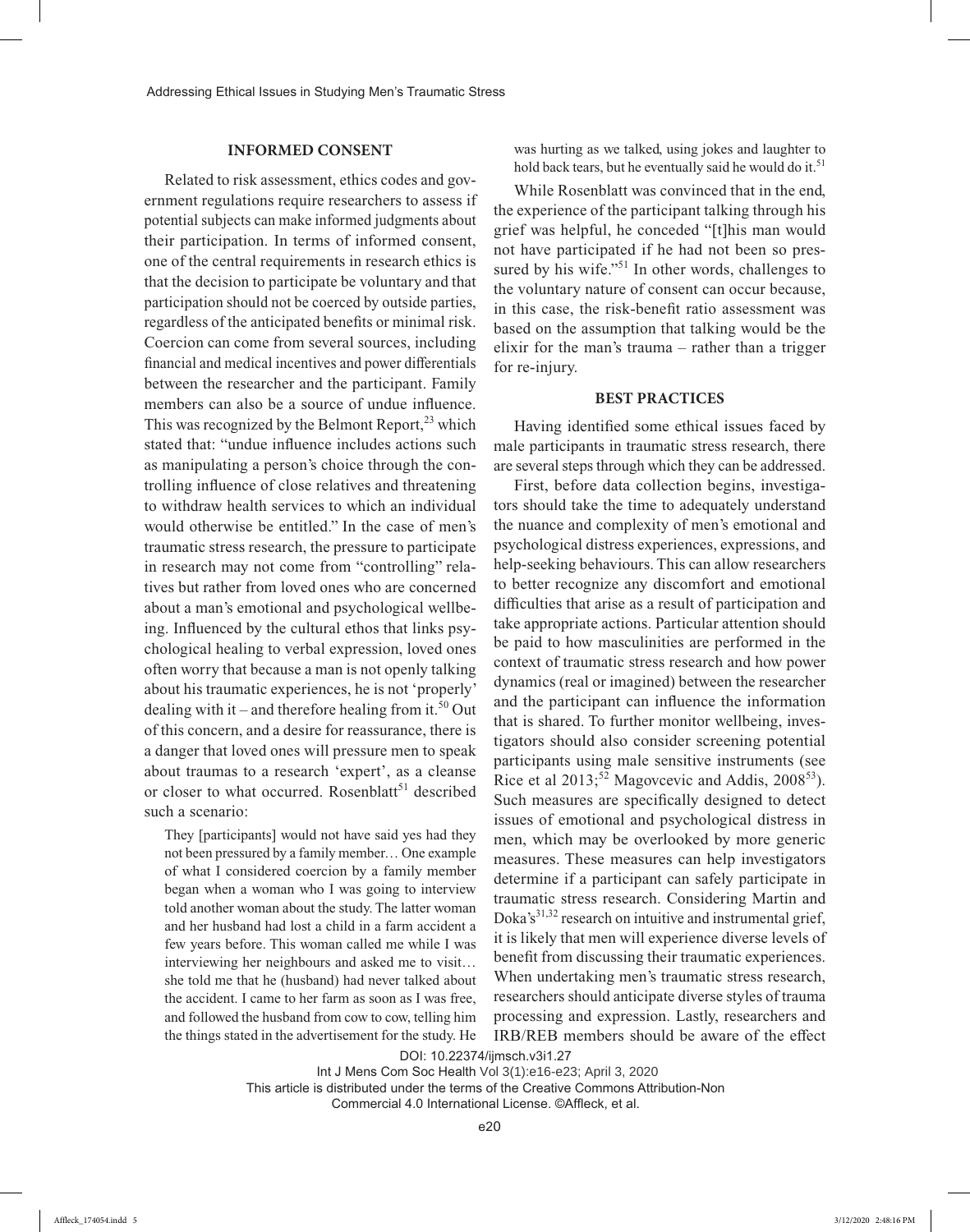## INFORMED CONSENT

Related to risk assessment, ethics codes and government regulations require researchers to assess if potential subjects can make informed judgments about their participation. In terms of informed consent, one of the central requirements in research ethics is that the decision to participate be voluntary and that participation should not be coerced by outside parties, regardless of the anticipated benefits or minimal risk. Coercion can come from several sources, including financial and medical incentives and power differentials between the researcher and the participant. Family members can also be a source of undue influence. This was recognized by the Belmont Report,[23] which stated that: "undue influence includes actions such as manipulating a person's choice through the controlling influence of close relatives and threatening to withdraw health services to which an individual would otherwise be entitled." In the case of men's traumatic stress research, the pressure to participate in research may not come from "controlling" relatives but rather from loved ones who are concerned about a man's emotional and psychological wellbeing. Influenced by the cultural ethos that links psychological healing to verbal expression, loved ones often worry that because a man is not openly talking about his traumatic experiences, he is not 'properly' dealing with it – and therefore healing from it.[50] Out of this concern, and a desire for reassurance, there is a danger that loved ones will pressure men to speak about traumas to a research 'expert', as a cleanse or closer to what occurred. Rosenblatt[51] described such a scenario:

> They [participants] would not have said yes had they not been pressured by a family member… One example of what I considered coercion by a family member began when a woman who I was going to interview told another woman about the study. The latter woman and her husband had lost a child in a farm accident a few years before. This woman called me while I was interviewing her neighbours and asked me to visit… she told me that he (husband) had never talked about the accident. I came to her farm as soon as I was free, and followed the husband from cow to cow, telling him the things stated in the advertisement for the study. He was hurting as we talked, using jokes and laughter to hold back tears, but he eventually said he would do it.[51]

While Rosenblatt was convinced that in the end, the experience of the participant talking through his grief was helpful, he conceded "[t]his man would not have participated if he had not been so pressured by his wife."[51] In other words, challenges to the voluntary nature of consent can occur because, in this case, the risk-benefit ratio assessment was based on the assumption that talking would be the elixir for the man's trauma – rather than a trigger for re-injury.

## BEST PRACTICES

Having identified some ethical issues faced by male participants in traumatic stress research, there are several steps through which they can be addressed.

First, before data collection begins, investigators should take the time to adequately understand the nuance and complexity of men's emotional and psychological distress experiences, expressions, and help-seeking behaviours. This can allow researchers to better recognize any discomfort and emotional difficulties that arise as a result of participation and take appropriate actions. Particular attention should be paid to how masculinities are performed in the context of traumatic stress research and how power dynamics (real or imagined) between the researcher and the participant can influence the information that is shared. To further monitor wellbeing, investigators should also consider screening potential participants using male sensitive instruments (see Rice et al 2013;[52] Magovcevic and Addis, 2008[53]). Such measures are specifically designed to detect issues of emotional and psychological distress in men, which may be overlooked by more generic measures. These measures can help investigators determine if a participant can safely participate in traumatic stress research. Considering Martin and Doka's[31,32] research on intuitive and instrumental grief, it is likely that men will experience diverse levels of benefit from discussing their traumatic experiences. When undertaking men's traumatic stress research, researchers should anticipate diverse styles of trauma processing and expression. Lastly, researchers and IRB/REB members should be aware of the effect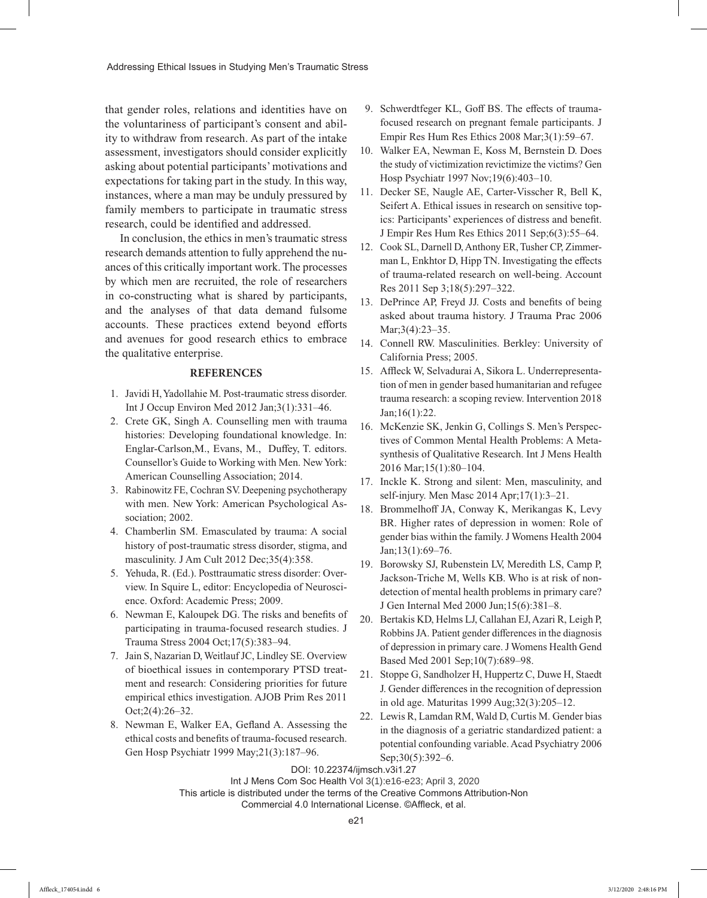that gender roles, relations and identities have on the voluntariness of participant's consent and ability to withdraw from research. As part of the intake assessment, investigators should consider explicitly asking about potential participants' motivations and expectations for taking part in the study. In this way, instances, where a man may be unduly pressured by family members to participate in traumatic stress research, could be identified and addressed.

In conclusion, the ethics in men's traumatic stress research demands attention to fully apprehend the nuances of this critically important work. The processes by which men are recruited, the role of researchers in co-constructing what is shared by participants, and the analyses of that data demand fulsome accounts. These practices extend beyond efforts and avenues for good research ethics to embrace the qualitative enterprise.

## REFERENCES

1. Javidi H, Yadollahie M. Post-traumatic stress disorder. Int J Occup Environ Med 2012 Jan;3(1):331–46.
2. Crete GK, Singh A. Counselling men with trauma histories: Developing foundational knowledge. In: Englar-Carlson,M., Evans, M., Duffey, T. editors. Counsellor's Guide to Working with Men. New York: American Counselling Association; 2014.
3. Rabinowitz FE, Cochran SV. Deepening psychotherapy with men. New York: American Psychological Association; 2002.
4. Chamberlin SM. Emasculated by trauma: A social history of post-traumatic stress disorder, stigma, and masculinity. J Am Cult 2012 Dec;35(4):358.
5. Yehuda, R. (Ed.). Posttraumatic stress disorder: Overview. In Squire L, editor: Encyclopedia of Neuroscience. Oxford: Academic Press; 2009.
6. Newman E, Kaloupek DG. The risks and benefits of participating in trauma-focused research studies. J Trauma Stress 2004 Oct;17(5):383–94.
7. Jain S, Nazarian D, Weitlauf JC, Lindley SE. Overview of bioethical issues in contemporary PTSD treatment and research: Considering priorities for future empirical ethics investigation. AJOB Prim Res 2011 Oct;2(4):26–32.
8. Newman E, Walker EA, Gefland A. Assessing the ethical costs and benefits of trauma-focused research. Gen Hosp Psychiatr 1999 May;21(3):187–96.
9. Schwerdtfeger KL, Goff BS. The effects of trauma-focused research on pregnant female participants. J Empir Res Hum Res Ethics 2008 Mar;3(1):59–67.
10. Walker EA, Newman E, Koss M, Bernstein D. Does the study of victimization revictimize the victims? Gen Hosp Psychiatr 1997 Nov;19(6):403–10.
11. Decker SE, Naugle AE, Carter-Visscher R, Bell K, Seifert A. Ethical issues in research on sensitive topics: Participants' experiences of distress and benefit. J Empir Res Hum Res Ethics 2011 Sep;6(3):55–64.
12. Cook SL, Darnell D, Anthony ER, Tusher CP, Zimmerman L, Enkhtor D, Hipp TN. Investigating the effects of trauma-related research on well-being. Account Res 2011 Sep 3;18(5):297–322.
13. DePrince AP, Freyd JJ. Costs and benefits of being asked about trauma history. J Trauma Prac 2006 Mar;3(4):23–35.
14. Connell RW. Masculinities. Berkley: University of California Press; 2005.
15. Affleck W, Selvadurai A, Sikora L. Underrepresentation of men in gender based humanitarian and refugee trauma research: a scoping review. Intervention 2018 Jan;16(1):22.
16. McKenzie SK, Jenkin G, Collings S. Men's Perspectives of Common Mental Health Problems: A Metasynthesis of Qualitative Research. Int J Mens Health 2016 Mar;15(1):80–104.
17. Inckle K. Strong and silent: Men, masculinity, and self-injury. Men Masc 2014 Apr;17(1):3–21.
18. Brommelhoff JA, Conway K, Merikangas K, Levy BR. Higher rates of depression in women: Role of gender bias within the family. J Womens Health 2004 Jan;13(1):69–76.
19. Borowsky SJ, Rubenstein LV, Meredith LS, Camp P, Jackson-Triche M, Wells KB. Who is at risk of non-detection of mental health problems in primary care? J Gen Internal Med 2000 Jun;15(6):381–8.
20. Bertakis KD, Helms LJ, Callahan EJ, Azari R, Leigh P, Robbins JA. Patient gender differences in the diagnosis of depression in primary care. J Womens Health Gend Based Med 2001 Sep;10(7):689–98.
21. Stoppe G, Sandholzer H, Huppertz C, Duwe H, Staedt J. Gender differences in the recognition of depression in old age. Maturitas 1999 Aug;32(3):205–12.
22. Lewis R, Lamdan RM, Wald D, Curtis M. Gender bias in the diagnosis of a geriatric standardized patient: a potential confounding variable. Acad Psychiatry 2006 Sep;30(5):392–6.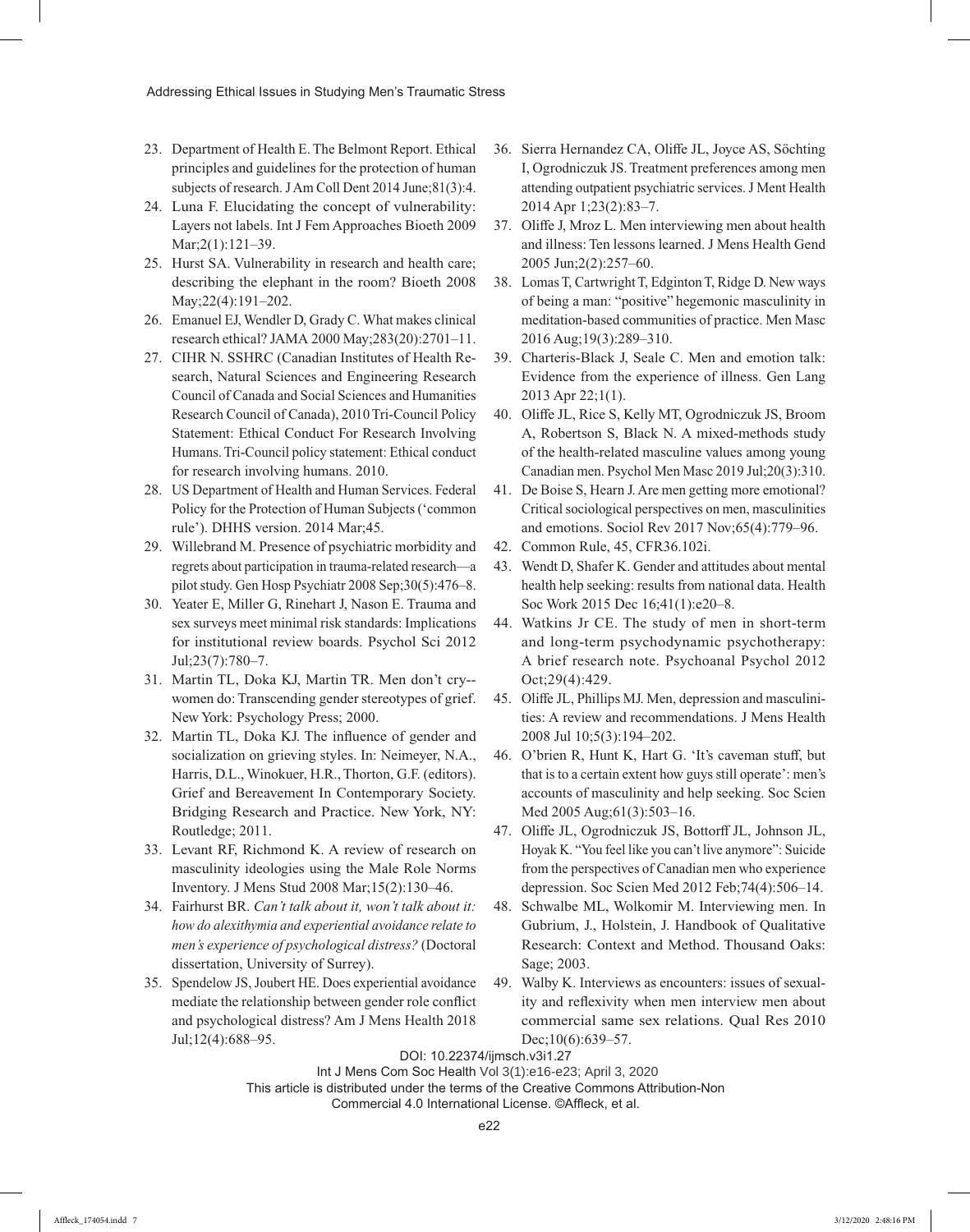23. Department of Health E. The Belmont Report. Ethical principles and guidelines for the protection of human subjects of research. J Am Coll Dent 2014 June;81(3):4.
24. Luna F. Elucidating the concept of vulnerability: Layers not labels. Int J Fem Approaches Bioeth 2009 Mar;2(1):121–39.
25. Hurst SA. Vulnerability in research and health care; describing the elephant in the room? Bioeth 2008 May;22(4):191–202.
26. Emanuel EJ, Wendler D, Grady C. What makes clinical research ethical? JAMA 2000 May;283(20):2701–11.
27. CIHR N. SSHRC (Canadian Institutes of Health Research, Natural Sciences and Engineering Research Council of Canada and Social Sciences and Humanities Research Council of Canada), 2010 Tri-Council Policy Statement: Ethical Conduct For Research Involving Humans. Tri-Council policy statement: Ethical conduct for research involving humans. 2010.
28. US Department of Health and Human Services. Federal Policy for the Protection of Human Subjects ('common rule'). DHHS version. 2014 Mar;45.
29. Willebrand M. Presence of psychiatric morbidity and regrets about participation in trauma-related research—a pilot study. Gen Hosp Psychiatr 2008 Sep;30(5):476–8.
30. Yeater E, Miller G, Rinehart J, Nason E. Trauma and sex surveys meet minimal risk standards: Implications for institutional review boards. Psychol Sci 2012 Jul;23(7):780–7.
31. Martin TL, Doka KJ, Martin TR. Men don't cry--women do: Transcending gender stereotypes of grief. New York: Psychology Press; 2000.
32. Martin TL, Doka KJ. The influence of gender and socialization on grieving styles. In: Neimeyer, N.A., Harris, D.L., Winokuer, H.R., Thorton, G.F. (editors). Grief and Bereavement In Contemporary Society. Bridging Research and Practice. New York, NY: Routledge; 2011.
33. Levant RF, Richmond K. A review of research on masculinity ideologies using the Male Role Norms Inventory. J Mens Stud 2008 Mar;15(2):130–46.
34. Fairhurst BR. *Can't talk about it, won't talk about it: how do alexithymia and experiential avoidance relate to men's experience of psychological distress?* (Doctoral dissertation, University of Surrey).
35. Spendelow JS, Joubert HE. Does experiential avoidance mediate the relationship between gender role conflict and psychological distress? Am J Mens Health 2018 Jul;12(4):688–95.
36. Sierra Hernandez CA, Oliffe JL, Joyce AS, Söchting I, Ogrodniczuk JS. Treatment preferences among men attending outpatient psychiatric services. J Ment Health 2014 Apr 1;23(2):83–7.
37. Oliffe J, Mroz L. Men interviewing men about health and illness: Ten lessons learned. J Mens Health Gend 2005 Jun;2(2):257–60.
38. Lomas T, Cartwright T, Edginton T, Ridge D. New ways of being a man: "positive" hegemonic masculinity in meditation-based communities of practice. Men Masc 2016 Aug;19(3):289–310.
39. Charteris-Black J, Seale C. Men and emotion talk: Evidence from the experience of illness. Gen Lang 2013 Apr 22;1(1).
40. Oliffe JL, Rice S, Kelly MT, Ogrodniczuk JS, Broom A, Robertson S, Black N. A mixed-methods study of the health-related masculine values among young Canadian men. Psychol Men Masc 2019 Jul;20(3):310.
41. De Boise S, Hearn J. Are men getting more emotional? Critical sociological perspectives on men, masculinities and emotions. Sociol Rev 2017 Nov;65(4):779–96.
42. Common Rule, 45, CFR36.102i.
43. Wendt D, Shafer K. Gender and attitudes about mental health help seeking: results from national data. Health Soc Work 2015 Dec 16;41(1):e20–8.
44. Watkins Jr CE. The study of men in short-term and long-term psychodynamic psychotherapy: A brief research note. Psychoanal Psychol 2012 Oct;29(4):429.
45. Oliffe JL, Phillips MJ. Men, depression and masculinities: A review and recommendations. J Mens Health 2008 Jul 10;5(3):194–202.
46. O'brien R, Hunt K, Hart G. 'It's caveman stuff, but that is to a certain extent how guys still operate': men's accounts of masculinity and help seeking. Soc Scien Med 2005 Aug;61(3):503–16.
47. Oliffe JL, Ogrodniczuk JS, Bottorff JL, Johnson JL, Hoyak K. "You feel like you can't live anymore": Suicide from the perspectives of Canadian men who experience depression. Soc Scien Med 2012 Feb;74(4):506–14.
48. Schwalbe ML, Wolkomir M. Interviewing men. In Gubrium, J., Holstein, J. Handbook of Qualitative Research: Context and Method. Thousand Oaks: Sage; 2003.
49. Walby K. Interviews as encounters: issues of sexuality and reflexivity when men interview men about commercial same sex relations. Qual Res 2010 Dec;10(6):639–57.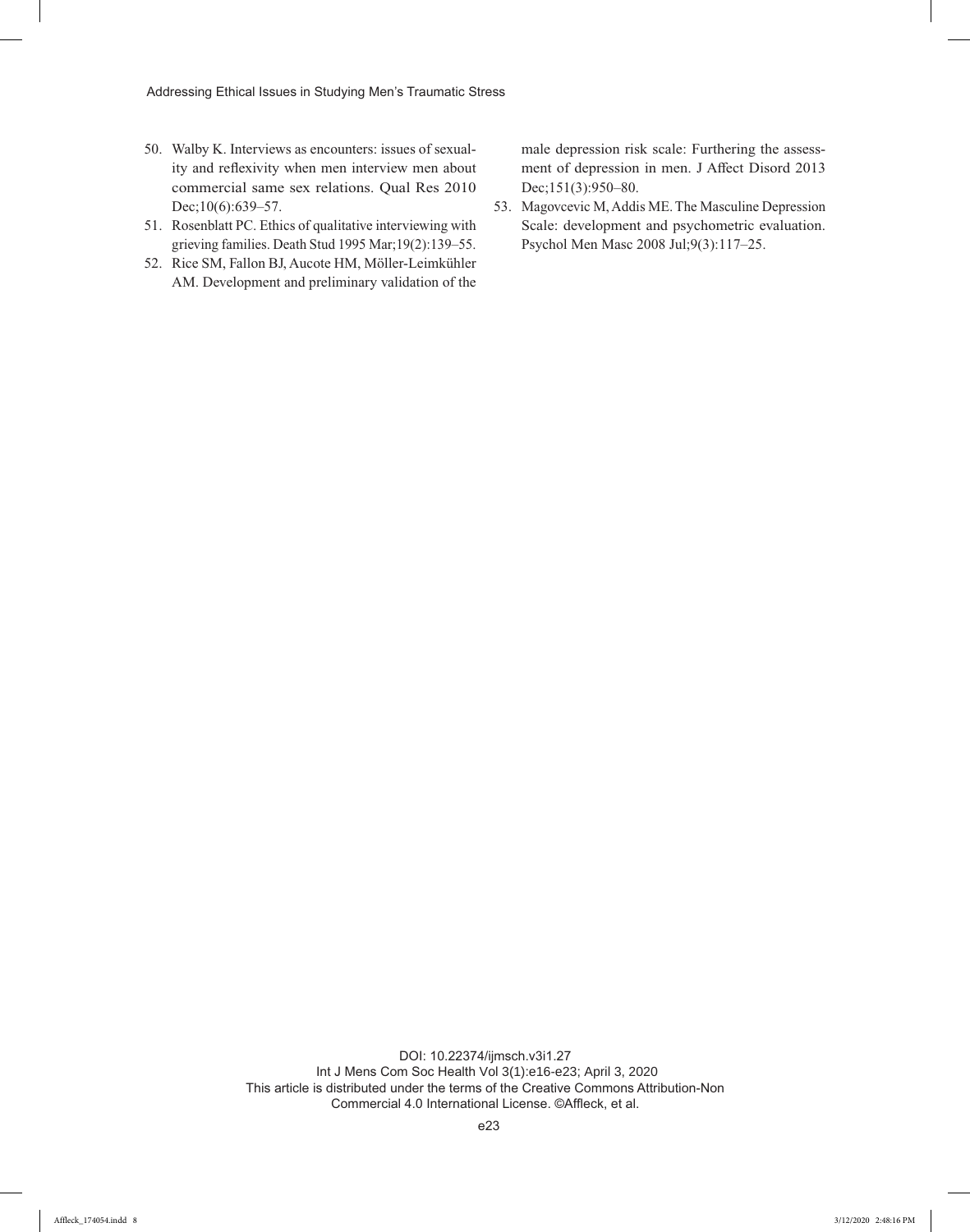50. Walby K. Interviews as encounters: issues of sexuality and reflexivity when men interview men about commercial same sex relations. Qual Res 2010 Dec;10(6):639–57.
51. Rosenblatt PC. Ethics of qualitative interviewing with grieving families. Death Stud 1995 Mar;19(2):139–55.
52. Rice SM, Fallon BJ, Aucote HM, Möller-Leimkühler AM. Development and preliminary validation of the male depression risk scale: Furthering the assessment of depression in men. J Affect Disord 2013 Dec;151(3):950–80.
53. Magovcevic M, Addis ME. The Masculine Depression Scale: development and psychometric evaluation. Psychol Men Masc 2008 Jul;9(3):117–25.